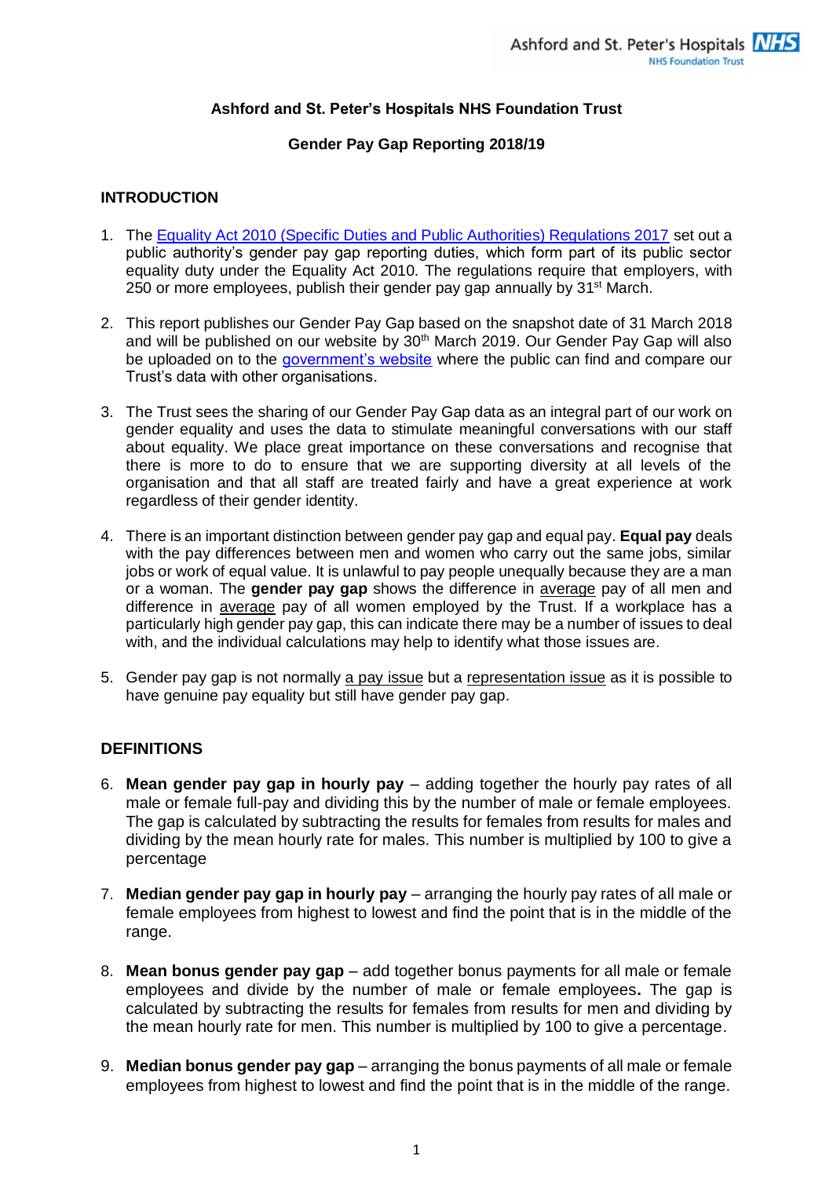**Ashford and St. Peter's Hospitals NHS Foundation Trust**

**Gender Pay Gap Reporting 2018/19**

## INTRODUCTION

1. The Equality Act 2010 (Specific Duties and Public Authorities) Regulations 2017 set out a public authority's gender pay gap reporting duties, which form part of its public sector equality duty under the Equality Act 2010. The regulations require that employers, with 250 or more employees, publish their gender pay gap annually by 31st March.

2. This report publishes our Gender Pay Gap based on the snapshot date of 31 March 2018 and will be published on our website by 30th March 2019. Our Gender Pay Gap will also be uploaded on to the government's website where the public can find and compare our Trust's data with other organisations.

3. The Trust sees the sharing of our Gender Pay Gap data as an integral part of our work on gender equality and uses the data to stimulate meaningful conversations with our staff about equality. We place great importance on these conversations and recognise that there is more to do to ensure that we are supporting diversity at all levels of the organisation and that all staff are treated fairly and have a great experience at work regardless of their gender identity.

4. There is an important distinction between gender pay gap and equal pay. **Equal pay** deals with the pay differences between men and women who carry out the same jobs, similar jobs or work of equal value. It is unlawful to pay people unequally because they are a man or a woman. The **gender pay gap** shows the difference in average pay of all men and difference in average pay of all women employed by the Trust. If a workplace has a particularly high gender pay gap, this can indicate there may be a number of issues to deal with, and the individual calculations may help to identify what those issues are.

5. Gender pay gap is not normally a pay issue but a representation issue as it is possible to have genuine pay equality but still have gender pay gap.

## DEFINITIONS

6. **Mean gender pay gap in hourly pay** – adding together the hourly pay rates of all male or female full-pay and dividing this by the number of male or female employees. The gap is calculated by subtracting the results for females from results for males and dividing by the mean hourly rate for males. This number is multiplied by 100 to give a percentage

7. **Median gender pay gap in hourly pay** – arranging the hourly pay rates of all male or female employees from highest to lowest and find the point that is in the middle of the range.

8. **Mean bonus gender pay gap** – add together bonus payments for all male or female employees and divide by the number of male or female employees**.** The gap is calculated by subtracting the results for females from results for men and dividing by the mean hourly rate for men. This number is multiplied by 100 to give a percentage.

9. **Median bonus gender pay gap** – arranging the bonus payments of all male or female employees from highest to lowest and find the point that is in the middle of the range.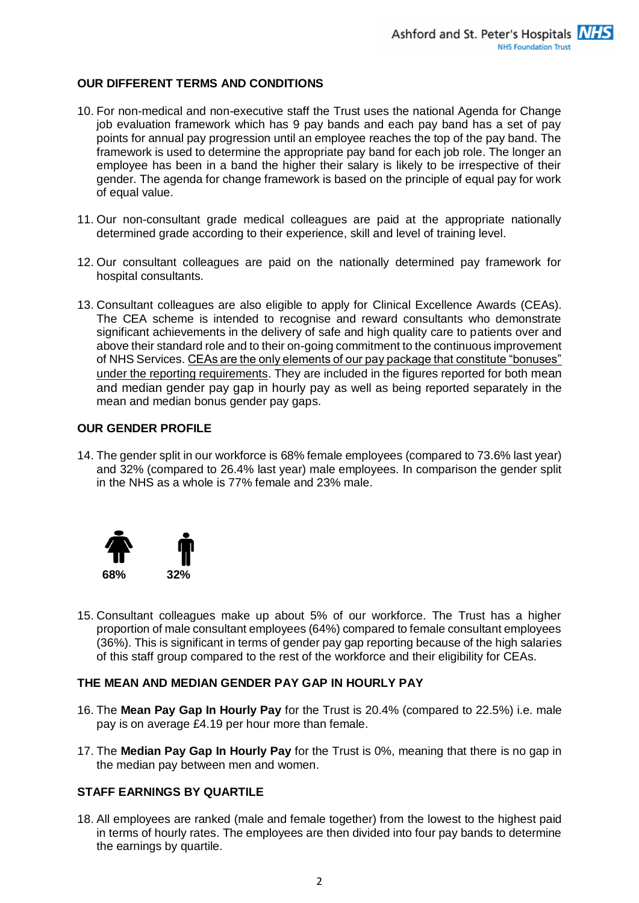## OUR DIFFERENT TERMS AND CONDITIONS

10. For non-medical and non-executive staff the Trust uses the national Agenda for Change job evaluation framework which has 9 pay bands and each pay band has a set of pay points for annual pay progression until an employee reaches the top of the pay band. The framework is used to determine the appropriate pay band for each job role. The longer an employee has been in a band the higher their salary is likely to be irrespective of their gender. The agenda for change framework is based on the principle of equal pay for work of equal value.

11. Our non-consultant grade medical colleagues are paid at the appropriate nationally determined grade according to their experience, skill and level of training level.

12. Our consultant colleagues are paid on the nationally determined pay framework for hospital consultants.

13. Consultant colleagues are also eligible to apply for Clinical Excellence Awards (CEAs). The CEA scheme is intended to recognise and reward consultants who demonstrate significant achievements in the delivery of safe and high quality care to patients over and above their standard role and to their on-going commitment to the continuous improvement of NHS Services. <u>CEAs are the only elements of our pay package that constitute "bonuses" under the reporting requirements</u>. They are included in the figures reported for both mean and median gender pay gap in hourly pay as well as being reported separately in the mean and median bonus gender pay gaps.

## OUR GENDER PROFILE

14. The gender split in our workforce is 68% female employees (compared to 73.6% last year) and 32% (compared to 26.4% last year) male employees. In comparison the gender split in the NHS as a whole is 77% female and 23% male.

**68%** **32%**

15. Consultant colleagues make up about 5% of our workforce. The Trust has a higher proportion of male consultant employees (64%) compared to female consultant employees (36%). This is significant in terms of gender pay gap reporting because of the high salaries of this staff group compared to the rest of the workforce and their eligibility for CEAs.

## THE MEAN AND MEDIAN GENDER PAY GAP IN HOURLY PAY

16. The **Mean Pay Gap In Hourly Pay** for the Trust is 20.4% (compared to 22.5%) i.e. male pay is on average £4.19 per hour more than female.

17. The **Median Pay Gap In Hourly Pay** for the Trust is 0%, meaning that there is no gap in the median pay between men and women.

## STAFF EARNINGS BY QUARTILE

18. All employees are ranked (male and female together) from the lowest to the highest paid in terms of hourly rates. The employees are then divided into four pay bands to determine the earnings by quartile.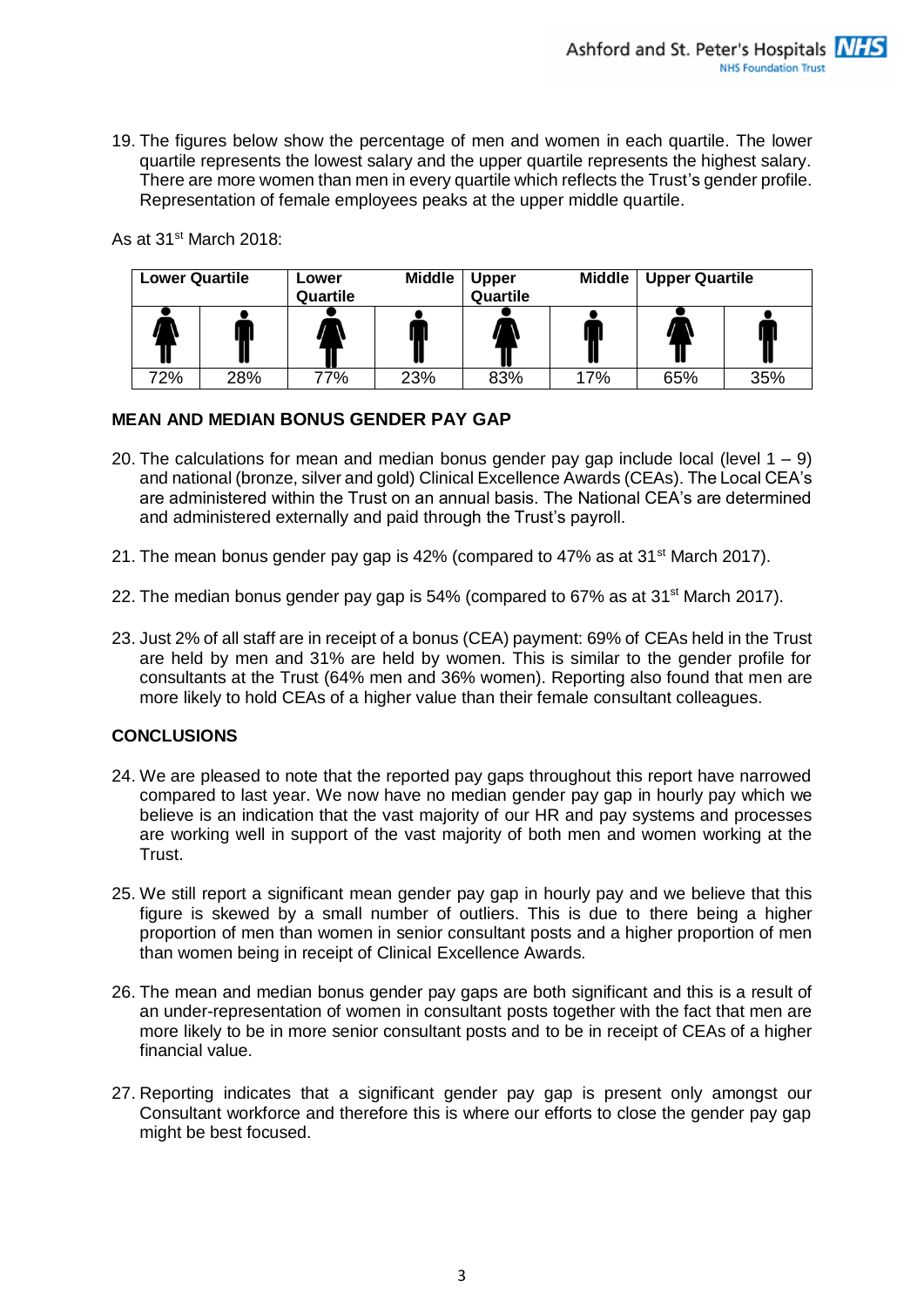19. The figures below show the percentage of men and women in each quartile. The lower quartile represents the lowest salary and the upper quartile represents the highest salary. There are more women than men in every quartile which reflects the Trust's gender profile. Representation of female employees peaks at the upper middle quartile.

As at 31st March 2018:

| **Lower Quartile** | | **Lower Middle Quartile** | | **Upper Middle Quartile** | | **Upper Quartile** | |
|---|---|---|---|---|---|---|---|
| Women | Men | Women | Men | Women | Men | Women | Men |
| 72% | 28% | 77% | 23% | 83% | 17% | 65% | 35% |

### MEAN AND MEDIAN BONUS GENDER PAY GAP

20. The calculations for mean and median bonus gender pay gap include local (level 1 – 9) and national (bronze, silver and gold) Clinical Excellence Awards (CEAs). The Local CEA's are administered within the Trust on an annual basis. The National CEA's are determined and administered externally and paid through the Trust's payroll.

21. The mean bonus gender pay gap is 42% (compared to 47% as at 31st March 2017).

22. The median bonus gender pay gap is 54% (compared to 67% as at 31st March 2017).

23. Just 2% of all staff are in receipt of a bonus (CEA) payment: 69% of CEAs held in the Trust are held by men and 31% are held by women. This is similar to the gender profile for consultants at the Trust (64% men and 36% women). Reporting also found that men are more likely to hold CEAs of a higher value than their female consultant colleagues.

### CONCLUSIONS

24. We are pleased to note that the reported pay gaps throughout this report have narrowed compared to last year. We now have no median gender pay gap in hourly pay which we believe is an indication that the vast majority of our HR and pay systems and processes are working well in support of the vast majority of both men and women working at the Trust.

25. We still report a significant mean gender pay gap in hourly pay and we believe that this figure is skewed by a small number of outliers. This is due to there being a higher proportion of men than women in senior consultant posts and a higher proportion of men than women being in receipt of Clinical Excellence Awards.

26. The mean and median bonus gender pay gaps are both significant and this is a result of an under-representation of women in consultant posts together with the fact that men are more likely to be in more senior consultant posts and to be in receipt of CEAs of a higher financial value.

27. Reporting indicates that a significant gender pay gap is present only amongst our Consultant workforce and therefore this is where our efforts to close the gender pay gap might be best focused.